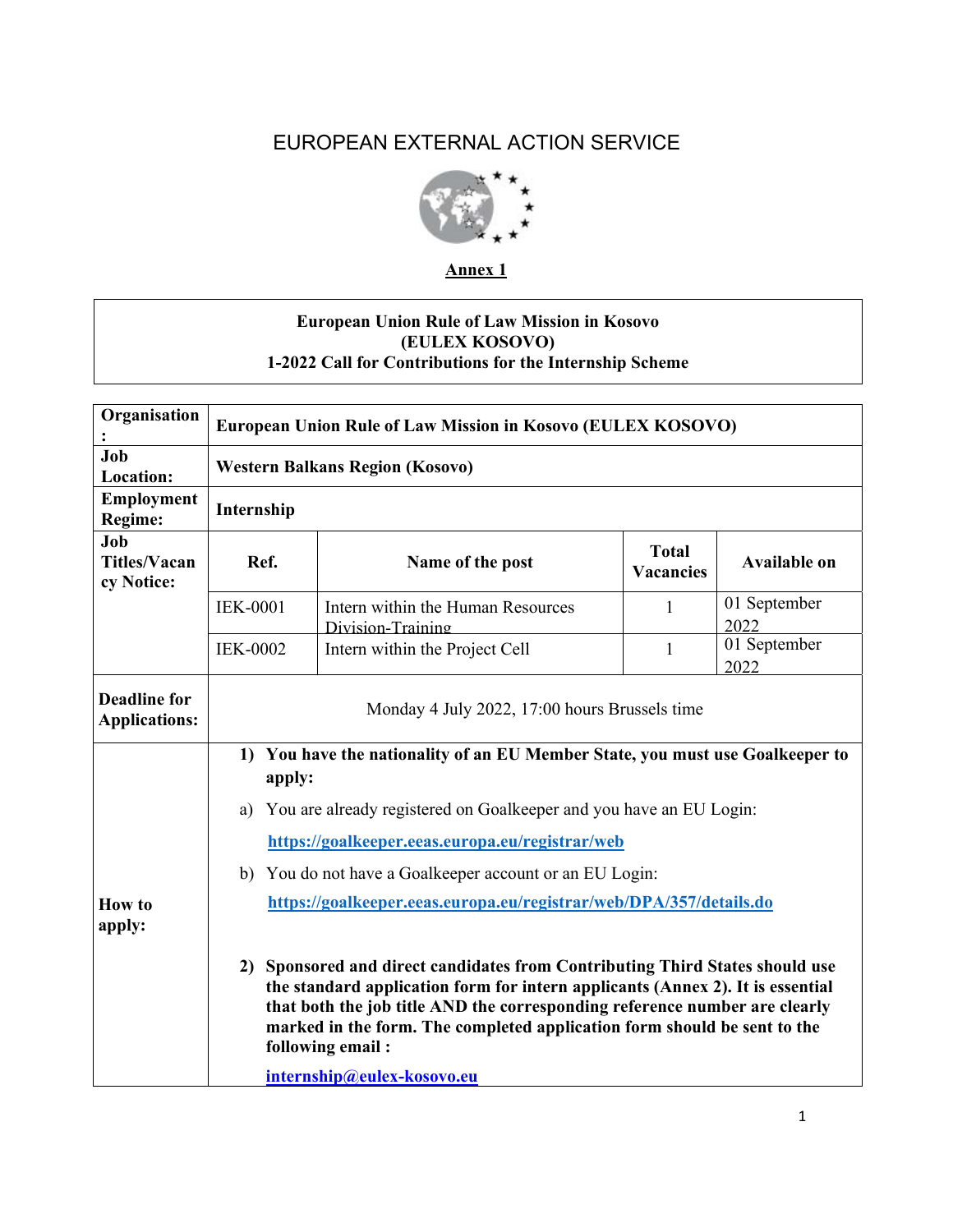# EUROPEAN EXTERNAL ACTION SERVICE

**Annex 1**

**European Union Rule of Law Mission in Kosovo**
**(EULEX KOSOVO)**
**1-2022 Call for Contributions for the Internship Scheme**

| | | | | |
|---|---|---|---|---|
| **Organisation:** | **European Union Rule of Law Mission in Kosovo (EULEX KOSOVO)** | | | |
| **Job Location:** | **Western Balkans Region (Kosovo)** | | | |
| **Employment Regime:** | **Internship** | | | |
| **Job Titles/Vacancy Notice:** | **Ref.** | **Name of the post** | **Total Vacancies** | **Available on** |
| | IEK-0001 | Intern within the Human Resources Division-Training | 1 | 01 September 2022 |
| | IEK-0002 | Intern within the Project Cell | 1 | 01 September 2022 |
| **Deadline for Applications:** | Monday 4 July 2022, 17:00 hours Brussels time | | | |

**How to apply:**

1) **You have the nationality of an EU Member State, you must use Goalkeeper to apply:**

   a) You are already registered on Goalkeeper and you have an EU Login:

   **https://goalkeeper.eeas.europa.eu/registrar/web**

   b) You do not have a Goalkeeper account or an EU Login:

   **https://goalkeeper.eeas.europa.eu/registrar/web/DPA/357/details.do**

2) **Sponsored and direct candidates from Contributing Third States should use the standard application form for intern applicants (Annex 2). It is essential that both the job title AND the corresponding reference number are clearly marked in the form. The completed application form should be sent to the following email :**

   **internship@eulex-kosovo.eu**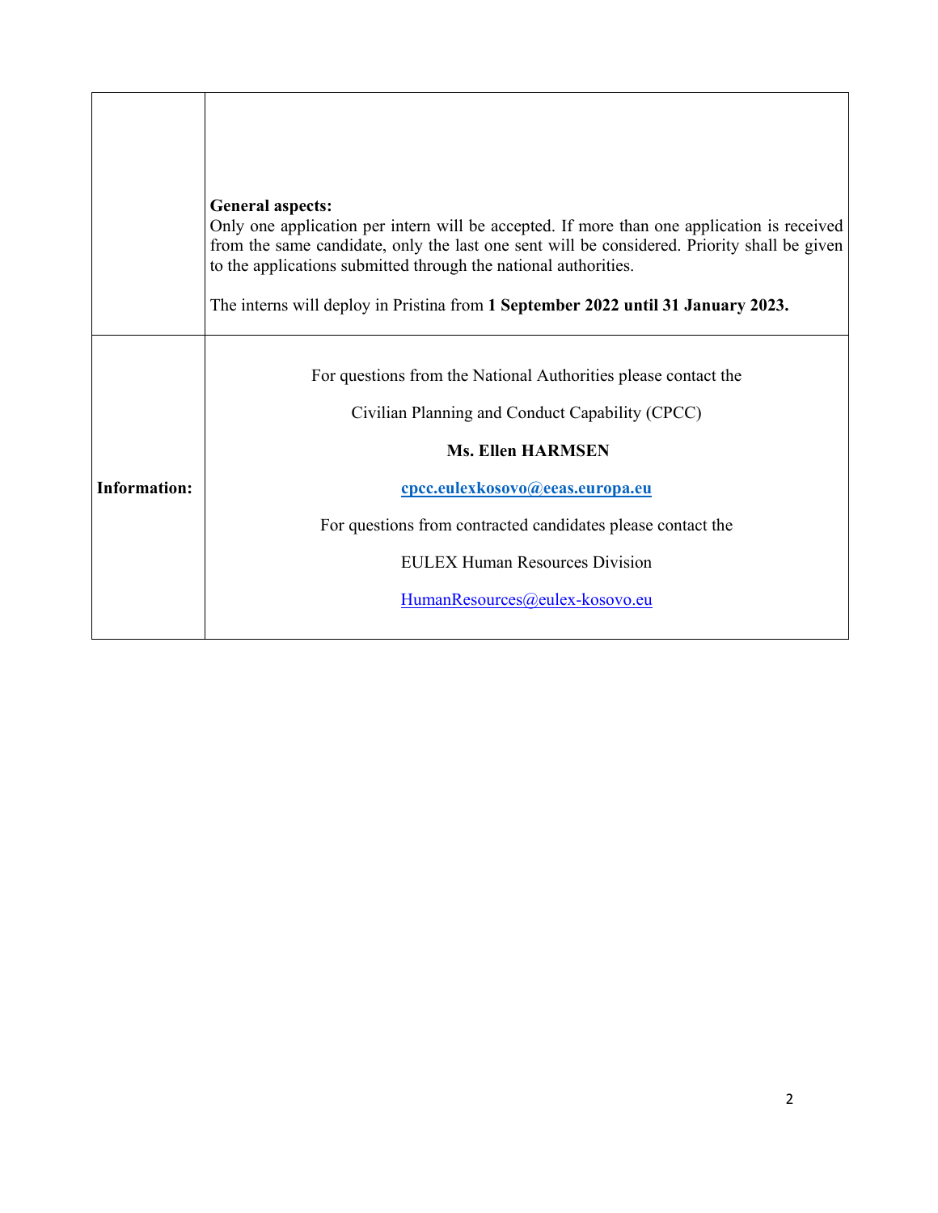| | |
|---|---|
| | **General aspects:**<br>Only one application per intern will be accepted. If more than one application is received from the same candidate, only the last one sent will be considered. Priority shall be given to the applications submitted through the national authorities.<br><br>The interns will deploy in Pristina from **1 September 2022 until 31 January 2023.** |
| **Information:** | For questions from the National Authorities please contact the<br><br>Civilian Planning and Conduct Capability (CPCC)<br><br>**Ms. Ellen HARMSEN**<br><br>**cpcc.eulexkosovo@eeas.europa.eu**<br><br>For questions from contracted candidates please contact the<br><br>EULEX Human Resources Division<br><br>HumanResources@eulex-kosovo.eu |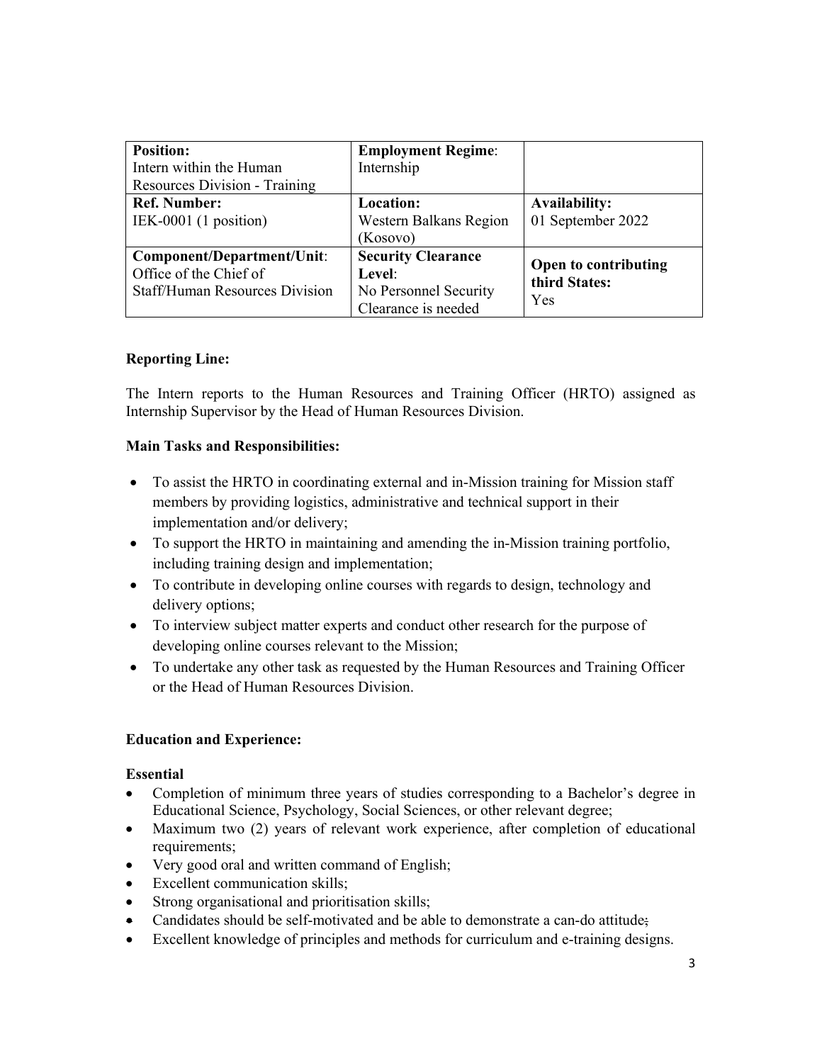| **Position:** Intern within the Human Resources Division - Training | **Employment Regime**: Internship | |
|---|---|---|
| **Ref. Number:** IEK-0001 (1 position) | **Location:** Western Balkans Region (Kosovo) | **Availability:** 01 September 2022 |
| **Component/Department/Unit**: Office of the Chief of Staff/Human Resources Division | **Security Clearance Level**: No Personnel Security Clearance is needed | **Open to contributing third States:** Yes |

**Reporting Line:**

The Intern reports to the Human Resources and Training Officer (HRTO) assigned as Internship Supervisor by the Head of Human Resources Division.

**Main Tasks and Responsibilities:**

- To assist the HRTO in coordinating external and in-Mission training for Mission staff members by providing logistics, administrative and technical support in their implementation and/or delivery;
- To support the HRTO in maintaining and amending the in-Mission training portfolio, including training design and implementation;
- To contribute in developing online courses with regards to design, technology and delivery options;
- To interview subject matter experts and conduct other research for the purpose of developing online courses relevant to the Mission;
- To undertake any other task as requested by the Human Resources and Training Officer or the Head of Human Resources Division.

**Education and Experience:**

**Essential**

- Completion of minimum three years of studies corresponding to a Bachelor's degree in Educational Science, Psychology, Social Sciences, or other relevant degree;
- Maximum two (2) years of relevant work experience, after completion of educational requirements;
- Very good oral and written command of English;
- Excellent communication skills;
- Strong organisational and prioritisation skills;
- Candidates should be self-motivated and be able to demonstrate a can-do attitude;
- Excellent knowledge of principles and methods for curriculum and e-training designs.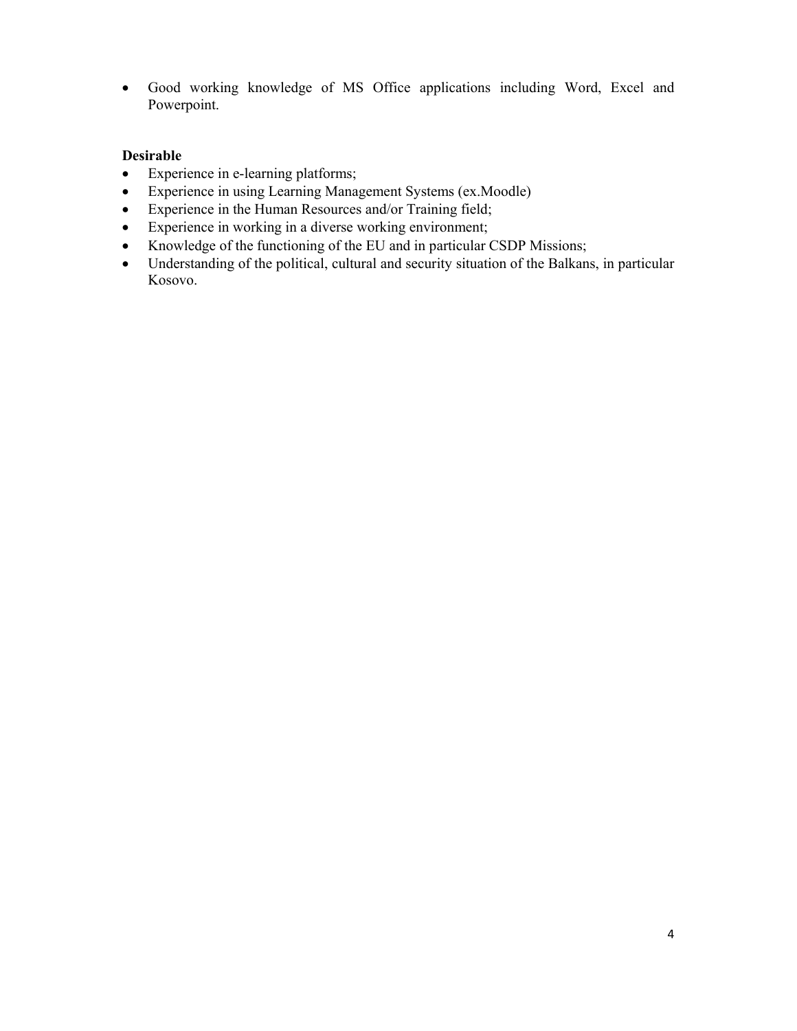- Good working knowledge of MS Office applications including Word, Excel and Powerpoint.

**Desirable**

- Experience in e-learning platforms;
- Experience in using Learning Management Systems (ex.Moodle)
- Experience in the Human Resources and/or Training field;
- Experience in working in a diverse working environment;
- Knowledge of the functioning of the EU and in particular CSDP Missions;
- Understanding of the political, cultural and security situation of the Balkans, in particular Kosovo.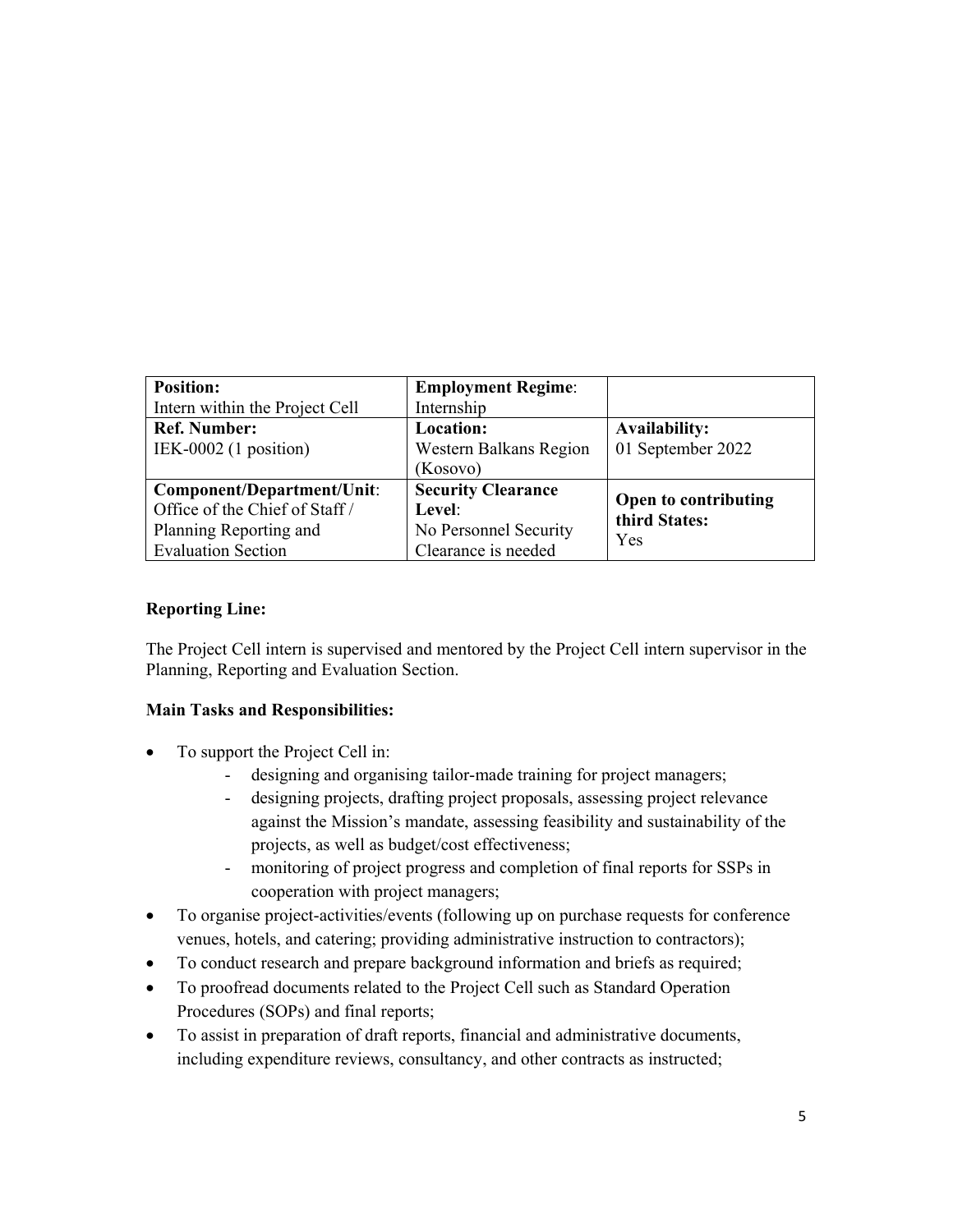| **Position:** Intern within the Project Cell | **Employment Regime**: Internship | |
|---|---|---|
| **Ref. Number:** IEK-0002 (1 position) | **Location:** Western Balkans Region (Kosovo) | **Availability:** 01 September 2022 |
| **Component/Department/Unit**: Office of the Chief of Staff / Planning Reporting and Evaluation Section | **Security Clearance Level**: No Personnel Security Clearance is needed | **Open to contributing third States:** Yes |

**Reporting Line:**

The Project Cell intern is supervised and mentored by the Project Cell intern supervisor in the Planning, Reporting and Evaluation Section.

**Main Tasks and Responsibilities:**

- To support the Project Cell in:
  - designing and organising tailor-made training for project managers;
  - designing projects, drafting project proposals, assessing project relevance against the Mission's mandate, assessing feasibility and sustainability of the projects, as well as budget/cost effectiveness;
  - monitoring of project progress and completion of final reports for SSPs in cooperation with project managers;
- To organise project-activities/events (following up on purchase requests for conference venues, hotels, and catering; providing administrative instruction to contractors);
- To conduct research and prepare background information and briefs as required;
- To proofread documents related to the Project Cell such as Standard Operation Procedures (SOPs) and final reports;
- To assist in preparation of draft reports, financial and administrative documents, including expenditure reviews, consultancy, and other contracts as instructed;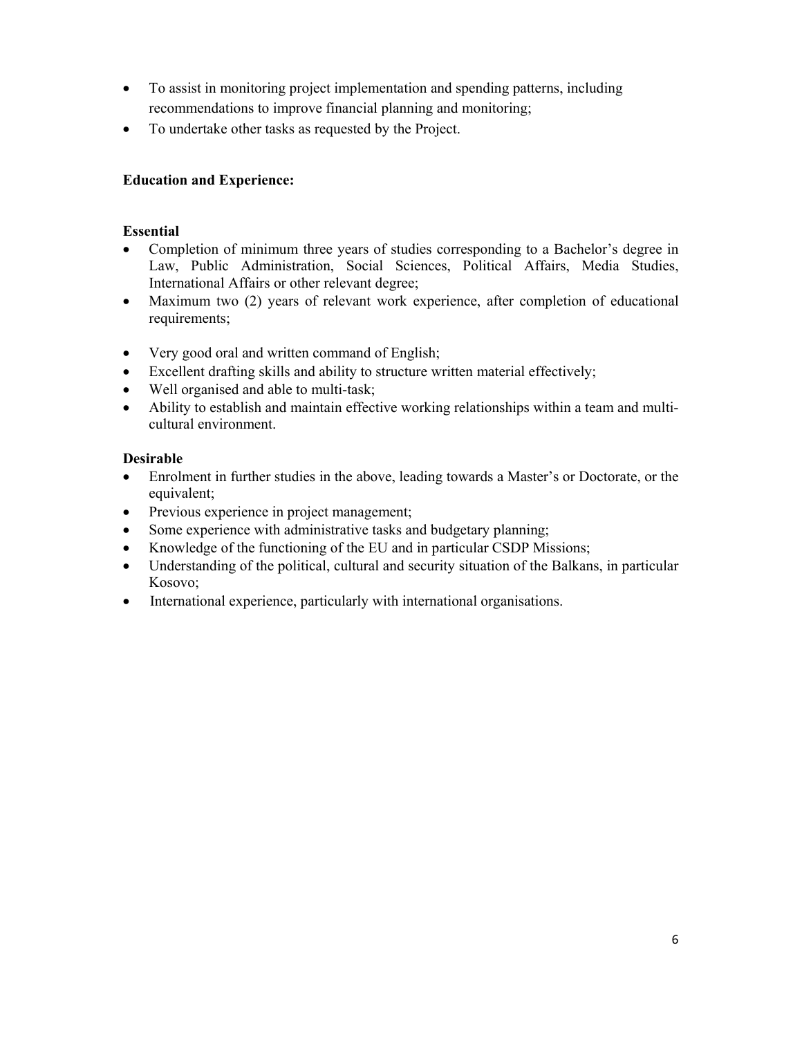- To assist in monitoring project implementation and spending patterns, including recommendations to improve financial planning and monitoring;
- To undertake other tasks as requested by the Project.

**Education and Experience:**

**Essential**

- Completion of minimum three years of studies corresponding to a Bachelor's degree in Law, Public Administration, Social Sciences, Political Affairs, Media Studies, International Affairs or other relevant degree;
- Maximum two (2) years of relevant work experience, after completion of educational requirements;
- Very good oral and written command of English;
- Excellent drafting skills and ability to structure written material effectively;
- Well organised and able to multi-task;
- Ability to establish and maintain effective working relationships within a team and multi-cultural environment.

**Desirable**

- Enrolment in further studies in the above, leading towards a Master's or Doctorate, or the equivalent;
- Previous experience in project management;
- Some experience with administrative tasks and budgetary planning;
- Knowledge of the functioning of the EU and in particular CSDP Missions;
- Understanding of the political, cultural and security situation of the Balkans, in particular Kosovo;
- International experience, particularly with international organisations.